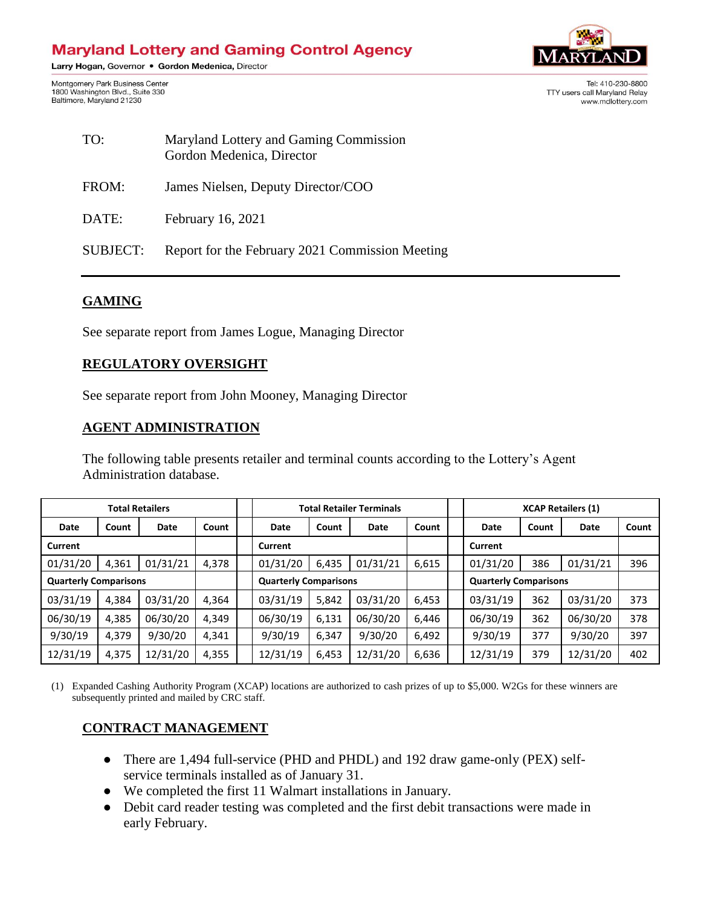# Maryland Lottery and Gaming Control Agency

**Larry Hogan**, Governor • **Gordon Medenica**, Director

Montgomery Park Business Center
1800 Washington Blvd., Suite 330
Baltimore, Maryland 21230

Tel: 410-230-8800
TTY users call Maryland Relay
www.mdlottery.com

TO: Maryland Lottery and Gaming Commission
Gordon Medenica, Director

FROM: James Nielsen, Deputy Director/COO

DATE: February 16, 2021

SUBJECT: Report for the February 2021 Commission Meeting

---

## GAMING

See separate report from James Logue, Managing Director

## REGULATORY OVERSIGHT

See separate report from John Mooney, Managing Director

## AGENT ADMINISTRATION

The following table presents retailer and terminal counts according to the Lottery's Agent Administration database.

| Total Retailers | | | | | Total Retailer Terminals | | | | | XCAP Retailers (1) | | | |
|---|---|---|---|---|---|---|---|---|---|---|---|---|---|
| **Date** | **Count** | **Date** | **Count** | | **Date** | **Count** | **Date** | **Count** | | **Date** | **Count** | **Date** | **Count** |
| **Current** | | | | | **Current** | | | | | **Current** | | | |
| 01/31/20 | 4,361 | 01/31/21 | 4,378 | | 01/31/20 | 6,435 | 01/31/21 | 6,615 | | 01/31/20 | 386 | 01/31/21 | 396 |
| **Quarterly Comparisons** | | | | | **Quarterly Comparisons** | | | | | **Quarterly Comparisons** | | | |
| 03/31/19 | 4,384 | 03/31/20 | 4,364 | | 03/31/19 | 5,842 | 03/31/20 | 6,453 | | 03/31/19 | 362 | 03/31/20 | 373 |
| 06/30/19 | 4,385 | 06/30/20 | 4,349 | | 06/30/19 | 6,131 | 06/30/20 | 6,446 | | 06/30/19 | 362 | 06/30/20 | 378 |
| 9/30/19 | 4,379 | 9/30/20 | 4,341 | | 9/30/19 | 6,347 | 9/30/20 | 6,492 | | 9/30/19 | 377 | 9/30/20 | 397 |
| 12/31/19 | 4,375 | 12/31/20 | 4,355 | | 12/31/19 | 6,453 | 12/31/20 | 6,636 | | 12/31/19 | 379 | 12/31/20 | 402 |

(1) Expanded Cashing Authority Program (XCAP) locations are authorized to cash prizes of up to $5,000. W2Gs for these winners are subsequently printed and mailed by CRC staff.

## CONTRACT MANAGEMENT

- There are 1,494 full-service (PHD and PHDL) and 192 draw game-only (PEX) self-service terminals installed as of January 31.
- We completed the first 11 Walmart installations in January.
- Debit card reader testing was completed and the first debit transactions were made in early February.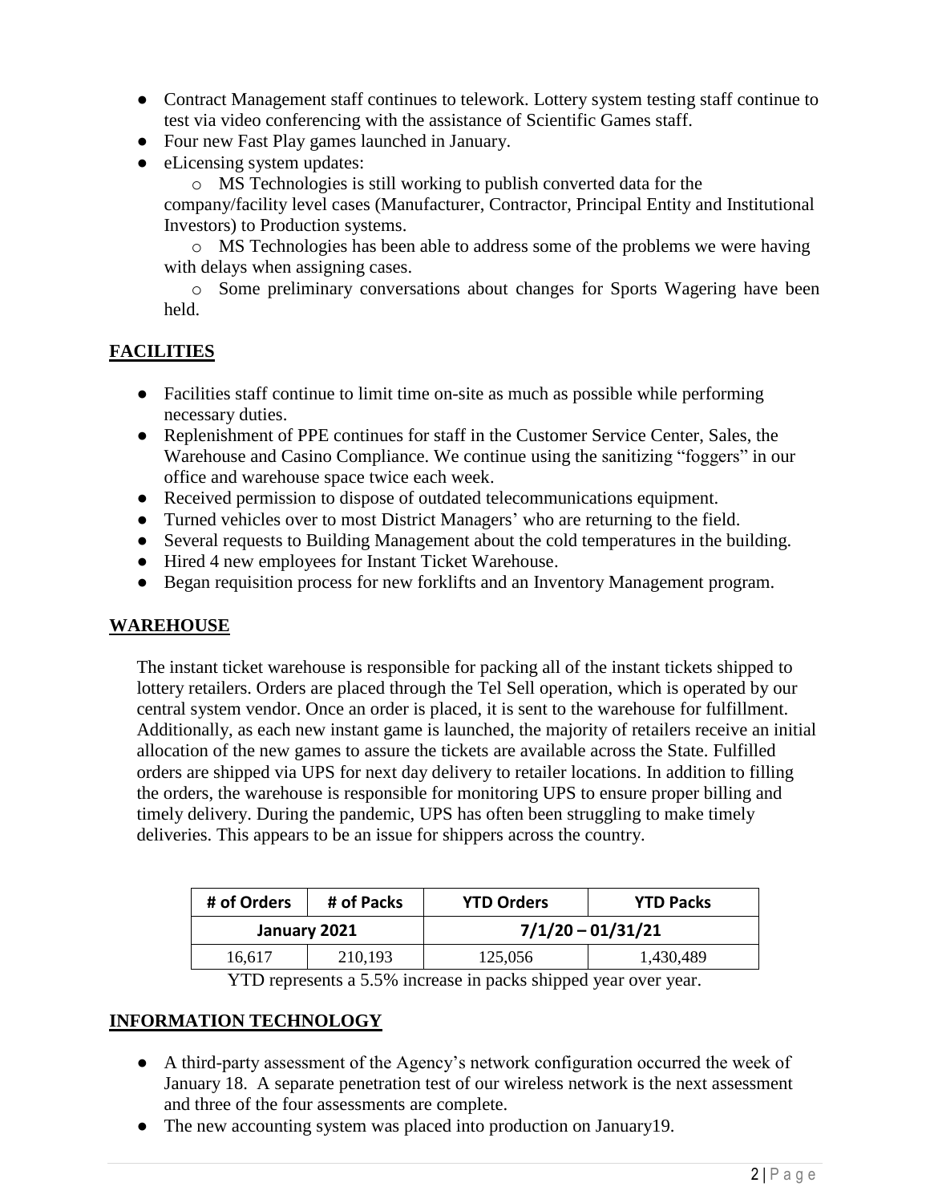- Contract Management staff continues to telework. Lottery system testing staff continue to test via video conferencing with the assistance of Scientific Games staff.
- Four new Fast Play games launched in January.
- eLicensing system updates:
  - MS Technologies is still working to publish converted data for the company/facility level cases (Manufacturer, Contractor, Principal Entity and Institutional Investors) to Production systems.
  - MS Technologies has been able to address some of the problems we were having with delays when assigning cases.
  - Some preliminary conversations about changes for Sports Wagering have been held.

## FACILITIES

- Facilities staff continue to limit time on-site as much as possible while performing necessary duties.
- Replenishment of PPE continues for staff in the Customer Service Center, Sales, the Warehouse and Casino Compliance. We continue using the sanitizing "foggers" in our office and warehouse space twice each week.
- Received permission to dispose of outdated telecommunications equipment.
- Turned vehicles over to most District Managers' who are returning to the field.
- Several requests to Building Management about the cold temperatures in the building.
- Hired 4 new employees for Instant Ticket Warehouse.
- Began requisition process for new forklifts and an Inventory Management program.

## WAREHOUSE

The instant ticket warehouse is responsible for packing all of the instant tickets shipped to lottery retailers. Orders are placed through the Tel Sell operation, which is operated by our central system vendor. Once an order is placed, it is sent to the warehouse for fulfillment. Additionally, as each new instant game is launched, the majority of retailers receive an initial allocation of the new games to assure the tickets are available across the State. Fulfilled orders are shipped via UPS for next day delivery to retailer locations. In addition to filling the orders, the warehouse is responsible for monitoring UPS to ensure proper billing and timely delivery. During the pandemic, UPS has often been struggling to make timely deliveries. This appears to be an issue for shippers across the country.

| # of Orders | # of Packs | YTD Orders | YTD Packs |
|---|---|---|---|
| January 2021 | | 7/1/20 – 01/31/21 | |
| 16,617 | 210,193 | 125,056 | 1,430,489 |

YTD represents a 5.5% increase in packs shipped year over year.

## INFORMATION TECHNOLOGY

- A third-party assessment of the Agency's network configuration occurred the week of January 18. A separate penetration test of our wireless network is the next assessment and three of the four assessments are complete.
- The new accounting system was placed into production on January19.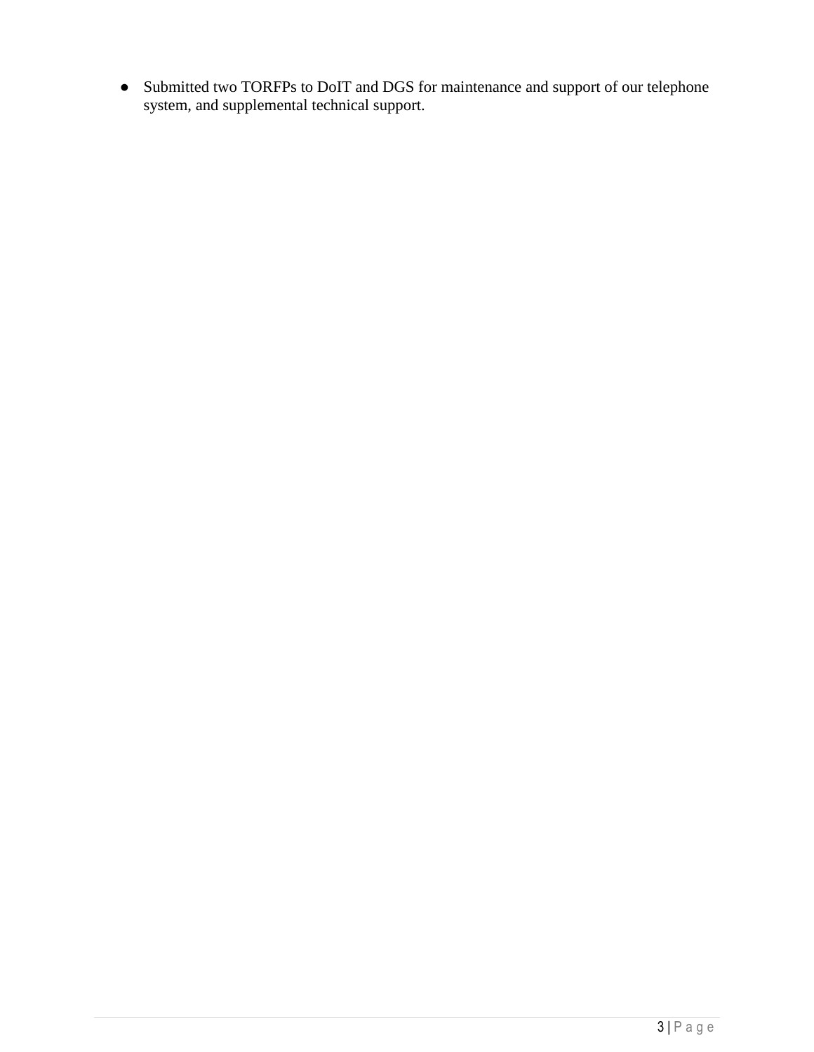- Submitted two TORFPs to DoIT and DGS for maintenance and support of our telephone system, and supplemental technical support.